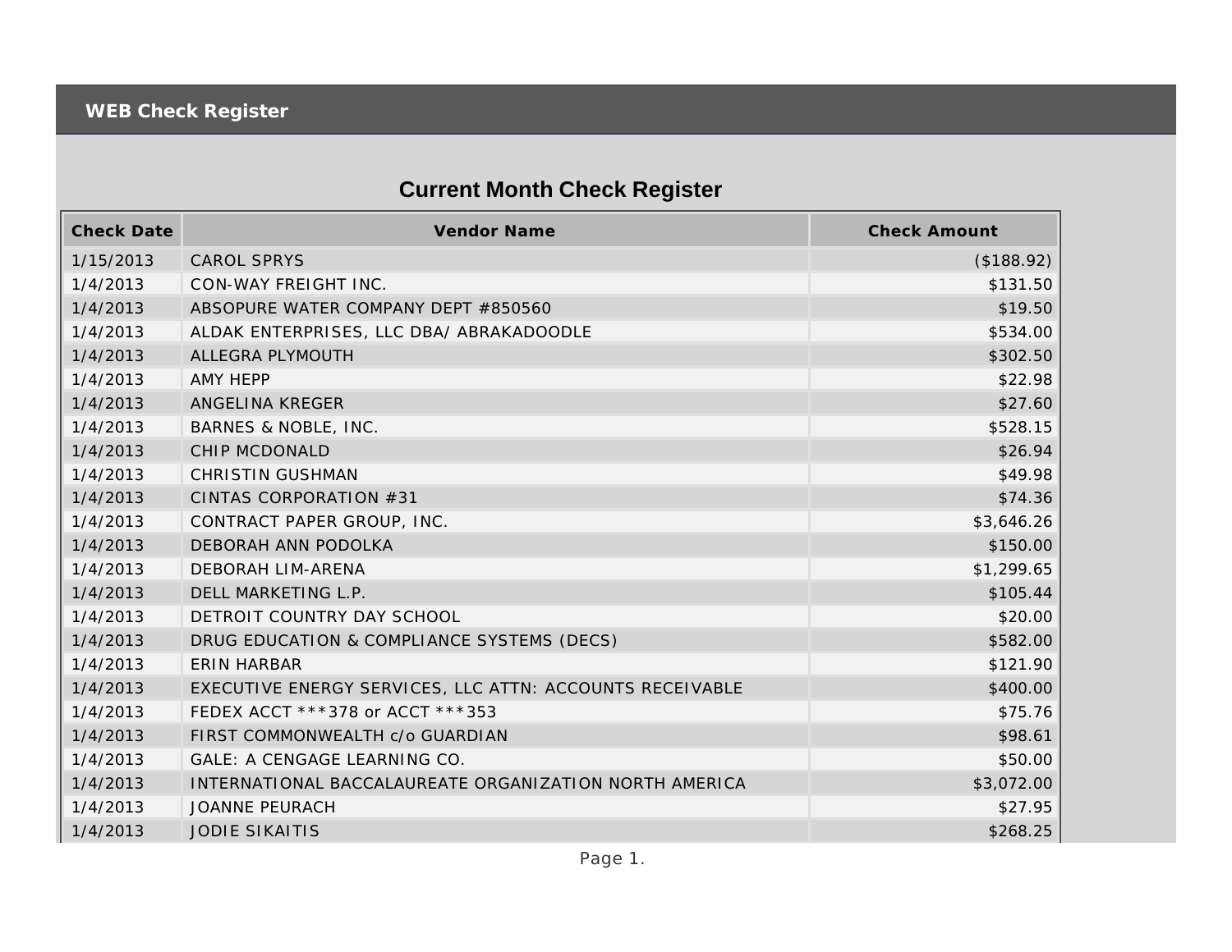# WEB Check Register

## Current Month Check Register

| Check Date | Vendor Name | Check Amount |
|---|---|---|
| 1/15/2013 | CAROL SPRYS | ($188.92) |
| 1/4/2013 | CON-WAY FREIGHT INC. | $131.50 |
| 1/4/2013 | ABSOPURE WATER COMPANY DEPT #850560 | $19.50 |
| 1/4/2013 | ALDAK ENTERPRISES, LLC DBA/ ABRAKADOODLE | $534.00 |
| 1/4/2013 | ALLEGRA PLYMOUTH | $302.50 |
| 1/4/2013 | AMY HEPP | $22.98 |
| 1/4/2013 | ANGELINA KREGER | $27.60 |
| 1/4/2013 | BARNES & NOBLE, INC. | $528.15 |
| 1/4/2013 | CHIP MCDONALD | $26.94 |
| 1/4/2013 | CHRISTIN GUSHMAN | $49.98 |
| 1/4/2013 | CINTAS CORPORATION #31 | $74.36 |
| 1/4/2013 | CONTRACT PAPER GROUP, INC. | $3,646.26 |
| 1/4/2013 | DEBORAH ANN PODOLKA | $150.00 |
| 1/4/2013 | DEBORAH LIM-ARENA | $1,299.65 |
| 1/4/2013 | DELL MARKETING L.P. | $105.44 |
| 1/4/2013 | DETROIT COUNTRY DAY SCHOOL | $20.00 |
| 1/4/2013 | DRUG EDUCATION & COMPLIANCE SYSTEMS (DECS) | $582.00 |
| 1/4/2013 | ERIN HARBAR | $121.90 |
| 1/4/2013 | EXECUTIVE ENERGY SERVICES, LLC ATTN: ACCOUNTS RECEIVABLE | $400.00 |
| 1/4/2013 | FEDEX ACCT ***378 or ACCT ***353 | $75.76 |
| 1/4/2013 | FIRST COMMONWEALTH c/o GUARDIAN | $98.61 |
| 1/4/2013 | GALE: A CENGAGE LEARNING CO. | $50.00 |
| 1/4/2013 | INTERNATIONAL BACCALAUREATE ORGANIZATION NORTH AMERICA | $3,072.00 |
| 1/4/2013 | JOANNE PEURACH | $27.95 |
| 1/4/2013 | JODIE SIKAITIS | $268.25 |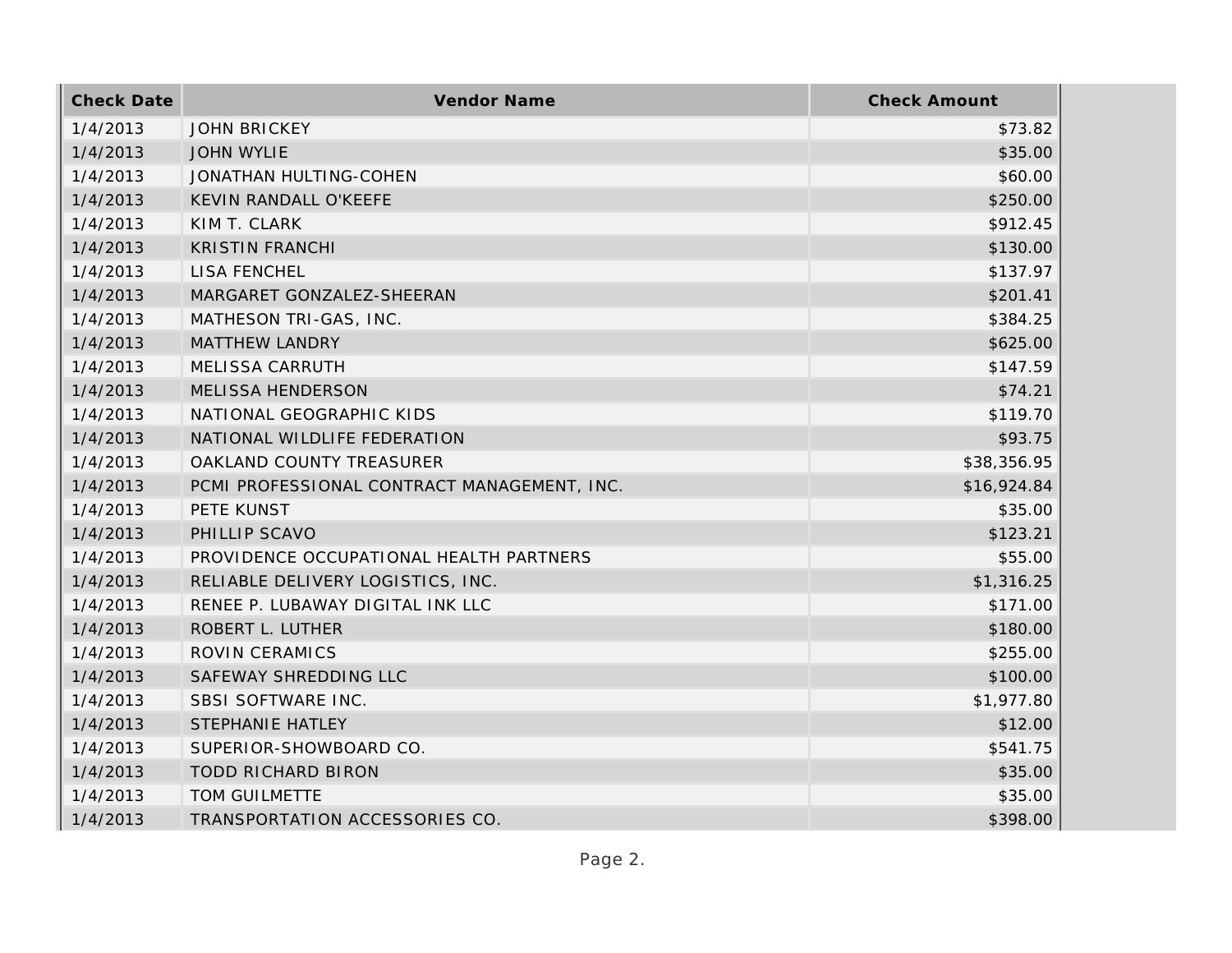| Check Date | Vendor Name | Check Amount |
|---|---|---|
| 1/4/2013 | JOHN BRICKEY | $73.82 |
| 1/4/2013 | JOHN WYLIE | $35.00 |
| 1/4/2013 | JONATHAN HULTING-COHEN | $60.00 |
| 1/4/2013 | KEVIN RANDALL O'KEEFE | $250.00 |
| 1/4/2013 | KIM T. CLARK | $912.45 |
| 1/4/2013 | KRISTIN FRANCHI | $130.00 |
| 1/4/2013 | LISA FENCHEL | $137.97 |
| 1/4/2013 | MARGARET GONZALEZ-SHEERAN | $201.41 |
| 1/4/2013 | MATHESON TRI-GAS, INC. | $384.25 |
| 1/4/2013 | MATTHEW LANDRY | $625.00 |
| 1/4/2013 | MELISSA CARRUTH | $147.59 |
| 1/4/2013 | MELISSA HENDERSON | $74.21 |
| 1/4/2013 | NATIONAL GEOGRAPHIC KIDS | $119.70 |
| 1/4/2013 | NATIONAL WILDLIFE FEDERATION | $93.75 |
| 1/4/2013 | OAKLAND COUNTY TREASURER | $38,356.95 |
| 1/4/2013 | PCMI PROFESSIONAL CONTRACT MANAGEMENT, INC. | $16,924.84 |
| 1/4/2013 | PETE KUNST | $35.00 |
| 1/4/2013 | PHILLIP SCAVO | $123.21 |
| 1/4/2013 | PROVIDENCE OCCUPATIONAL HEALTH PARTNERS | $55.00 |
| 1/4/2013 | RELIABLE DELIVERY LOGISTICS, INC. | $1,316.25 |
| 1/4/2013 | RENEE P. LUBAWAY DIGITAL INK LLC | $171.00 |
| 1/4/2013 | ROBERT L. LUTHER | $180.00 |
| 1/4/2013 | ROVIN CERAMICS | $255.00 |
| 1/4/2013 | SAFEWAY SHREDDING LLC | $100.00 |
| 1/4/2013 | SBSI SOFTWARE INC. | $1,977.80 |
| 1/4/2013 | STEPHANIE HATLEY | $12.00 |
| 1/4/2013 | SUPERIOR-SHOWBOARD CO. | $541.75 |
| 1/4/2013 | TODD RICHARD BIRON | $35.00 |
| 1/4/2013 | TOM GUILMETTE | $35.00 |
| 1/4/2013 | TRANSPORTATION ACCESSORIES CO. | $398.00 |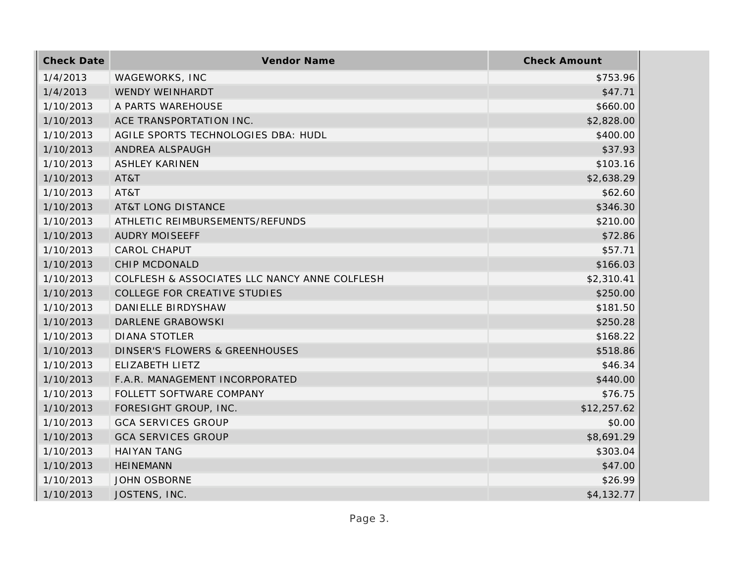| Check Date | Vendor Name | Check Amount |
|---|---|---|
| 1/4/2013 | WAGEWORKS, INC | $753.96 |
| 1/4/2013 | WENDY WEINHARDT | $47.71 |
| 1/10/2013 | A PARTS WAREHOUSE | $660.00 |
| 1/10/2013 | ACE TRANSPORTATION INC. | $2,828.00 |
| 1/10/2013 | AGILE SPORTS TECHNOLOGIES DBA: HUDL | $400.00 |
| 1/10/2013 | ANDREA ALSPAUGH | $37.93 |
| 1/10/2013 | ASHLEY KARINEN | $103.16 |
| 1/10/2013 | AT&T | $2,638.29 |
| 1/10/2013 | AT&T | $62.60 |
| 1/10/2013 | AT&T LONG DISTANCE | $346.30 |
| 1/10/2013 | ATHLETIC REIMBURSEMENTS/REFUNDS | $210.00 |
| 1/10/2013 | AUDRY MOISEEFF | $72.86 |
| 1/10/2013 | CAROL CHAPUT | $57.71 |
| 1/10/2013 | CHIP MCDONALD | $166.03 |
| 1/10/2013 | COLFLESH & ASSOCIATES LLC NANCY ANNE COLFLESH | $2,310.41 |
| 1/10/2013 | COLLEGE FOR CREATIVE STUDIES | $250.00 |
| 1/10/2013 | DANIELLE BIRDYSHAW | $181.50 |
| 1/10/2013 | DARLENE GRABOWSKI | $250.28 |
| 1/10/2013 | DIANA STOTLER | $168.22 |
| 1/10/2013 | DINSER'S FLOWERS & GREENHOUSES | $518.86 |
| 1/10/2013 | ELIZABETH LIETZ | $46.34 |
| 1/10/2013 | F.A.R. MANAGEMENT INCORPORATED | $440.00 |
| 1/10/2013 | FOLLETT SOFTWARE COMPANY | $76.75 |
| 1/10/2013 | FORESIGHT GROUP, INC. | $12,257.62 |
| 1/10/2013 | GCA SERVICES GROUP | $0.00 |
| 1/10/2013 | GCA SERVICES GROUP | $8,691.29 |
| 1/10/2013 | HAIYAN TANG | $303.04 |
| 1/10/2013 | HEINEMANN | $47.00 |
| 1/10/2013 | JOHN OSBORNE | $26.99 |
| 1/10/2013 | JOSTENS, INC. | $4,132.77 |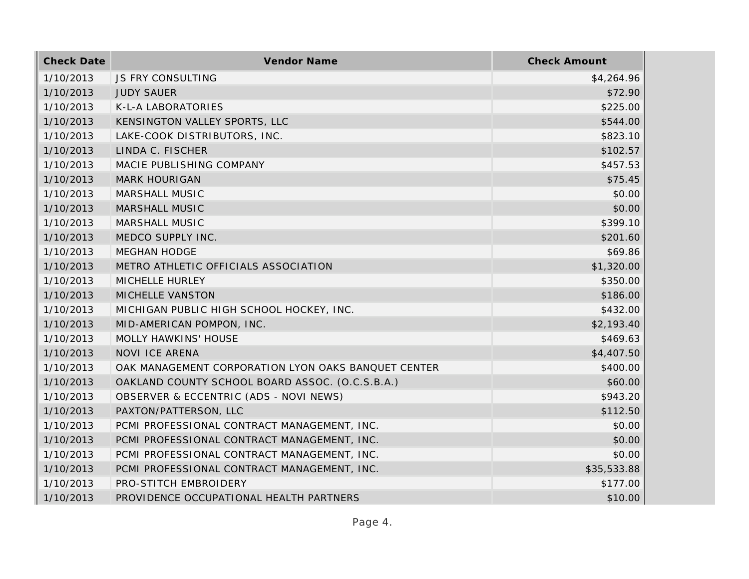| Check Date | Vendor Name | Check Amount |
| --- | --- | --- |
| 1/10/2013 | JS FRY CONSULTING | $4,264.96 |
| 1/10/2013 | JUDY SAUER | $72.90 |
| 1/10/2013 | K-L-A LABORATORIES | $225.00 |
| 1/10/2013 | KENSINGTON VALLEY SPORTS, LLC | $544.00 |
| 1/10/2013 | LAKE-COOK DISTRIBUTORS, INC. | $823.10 |
| 1/10/2013 | LINDA C. FISCHER | $102.57 |
| 1/10/2013 | MACIE PUBLISHING COMPANY | $457.53 |
| 1/10/2013 | MARK HOURIGAN | $75.45 |
| 1/10/2013 | MARSHALL MUSIC | $0.00 |
| 1/10/2013 | MARSHALL MUSIC | $0.00 |
| 1/10/2013 | MARSHALL MUSIC | $399.10 |
| 1/10/2013 | MEDCO SUPPLY INC. | $201.60 |
| 1/10/2013 | MEGHAN HODGE | $69.86 |
| 1/10/2013 | METRO ATHLETIC OFFICIALS ASSOCIATION | $1,320.00 |
| 1/10/2013 | MICHELLE HURLEY | $350.00 |
| 1/10/2013 | MICHELLE VANSTON | $186.00 |
| 1/10/2013 | MICHIGAN PUBLIC HIGH SCHOOL HOCKEY, INC. | $432.00 |
| 1/10/2013 | MID-AMERICAN POMPON, INC. | $2,193.40 |
| 1/10/2013 | MOLLY HAWKINS' HOUSE | $469.63 |
| 1/10/2013 | NOVI ICE ARENA | $4,407.50 |
| 1/10/2013 | OAK MANAGEMENT CORPORATION LYON OAKS BANQUET CENTER | $400.00 |
| 1/10/2013 | OAKLAND COUNTY SCHOOL BOARD ASSOC. (O.C.S.B.A.) | $60.00 |
| 1/10/2013 | OBSERVER & ECCENTRIC (ADS - NOVI NEWS) | $943.20 |
| 1/10/2013 | PAXTON/PATTERSON, LLC | $112.50 |
| 1/10/2013 | PCMI PROFESSIONAL CONTRACT MANAGEMENT, INC. | $0.00 |
| 1/10/2013 | PCMI PROFESSIONAL CONTRACT MANAGEMENT, INC. | $0.00 |
| 1/10/2013 | PCMI PROFESSIONAL CONTRACT MANAGEMENT, INC. | $0.00 |
| 1/10/2013 | PCMI PROFESSIONAL CONTRACT MANAGEMENT, INC. | $35,533.88 |
| 1/10/2013 | PRO-STITCH EMBROIDERY | $177.00 |
| 1/10/2013 | PROVIDENCE OCCUPATIONAL HEALTH PARTNERS | $10.00 |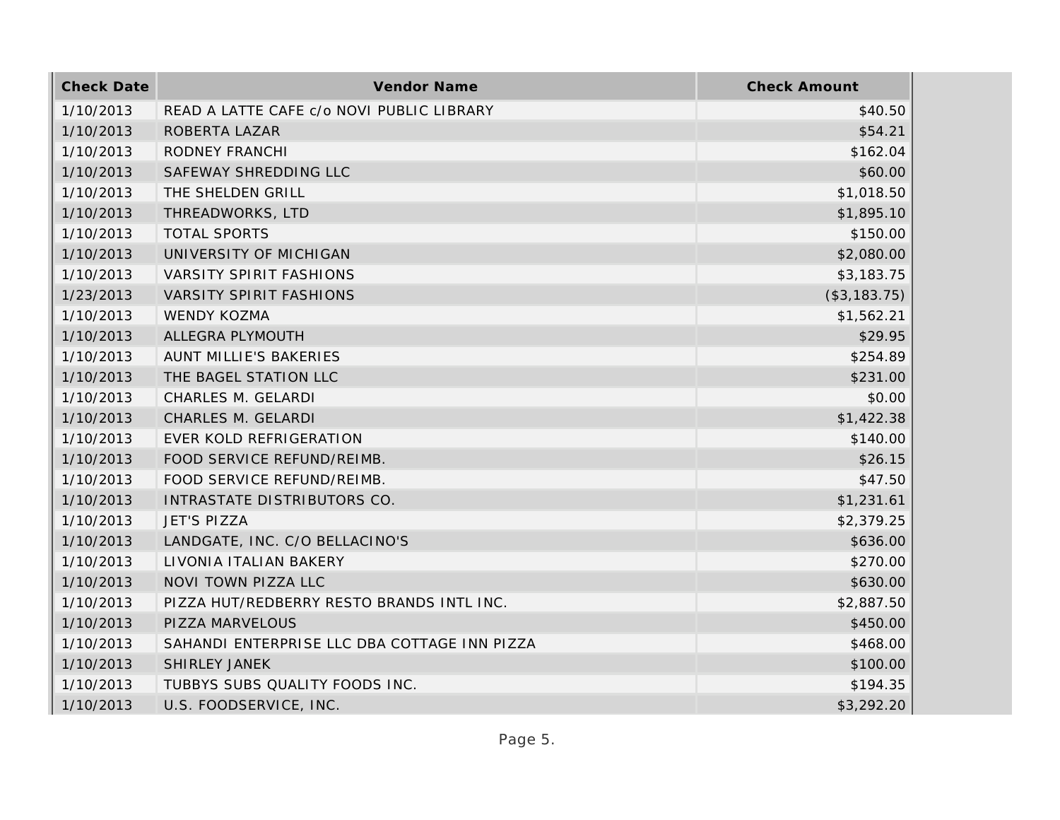| Check Date | Vendor Name | Check Amount |
| --- | --- | --- |
| 1/10/2013 | READ A LATTE CAFE c/o NOVI PUBLIC LIBRARY | $40.50 |
| 1/10/2013 | ROBERTA LAZAR | $54.21 |
| 1/10/2013 | RODNEY FRANCHI | $162.04 |
| 1/10/2013 | SAFEWAY SHREDDING LLC | $60.00 |
| 1/10/2013 | THE SHELDEN GRILL | $1,018.50 |
| 1/10/2013 | THREADWORKS, LTD | $1,895.10 |
| 1/10/2013 | TOTAL SPORTS | $150.00 |
| 1/10/2013 | UNIVERSITY OF MICHIGAN | $2,080.00 |
| 1/10/2013 | VARSITY SPIRIT FASHIONS | $3,183.75 |
| 1/23/2013 | VARSITY SPIRIT FASHIONS | ($3,183.75) |
| 1/10/2013 | WENDY KOZMA | $1,562.21 |
| 1/10/2013 | ALLEGRA PLYMOUTH | $29.95 |
| 1/10/2013 | AUNT MILLIE'S BAKERIES | $254.89 |
| 1/10/2013 | THE BAGEL STATION LLC | $231.00 |
| 1/10/2013 | CHARLES M. GELARDI | $0.00 |
| 1/10/2013 | CHARLES M. GELARDI | $1,422.38 |
| 1/10/2013 | EVER KOLD REFRIGERATION | $140.00 |
| 1/10/2013 | FOOD SERVICE REFUND/REIMB. | $26.15 |
| 1/10/2013 | FOOD SERVICE REFUND/REIMB. | $47.50 |
| 1/10/2013 | INTRASTATE DISTRIBUTORS CO. | $1,231.61 |
| 1/10/2013 | JET'S PIZZA | $2,379.25 |
| 1/10/2013 | LANDGATE, INC. C/O BELLACINO'S | $636.00 |
| 1/10/2013 | LIVONIA ITALIAN BAKERY | $270.00 |
| 1/10/2013 | NOVI TOWN PIZZA LLC | $630.00 |
| 1/10/2013 | PIZZA HUT/REDBERRY RESTO BRANDS INTL INC. | $2,887.50 |
| 1/10/2013 | PIZZA MARVELOUS | $450.00 |
| 1/10/2013 | SAHANDI ENTERPRISE LLC DBA COTTAGE INN PIZZA | $468.00 |
| 1/10/2013 | SHIRLEY JANEK | $100.00 |
| 1/10/2013 | TUBBYS SUBS QUALITY FOODS INC. | $194.35 |
| 1/10/2013 | U.S. FOODSERVICE, INC. | $3,292.20 |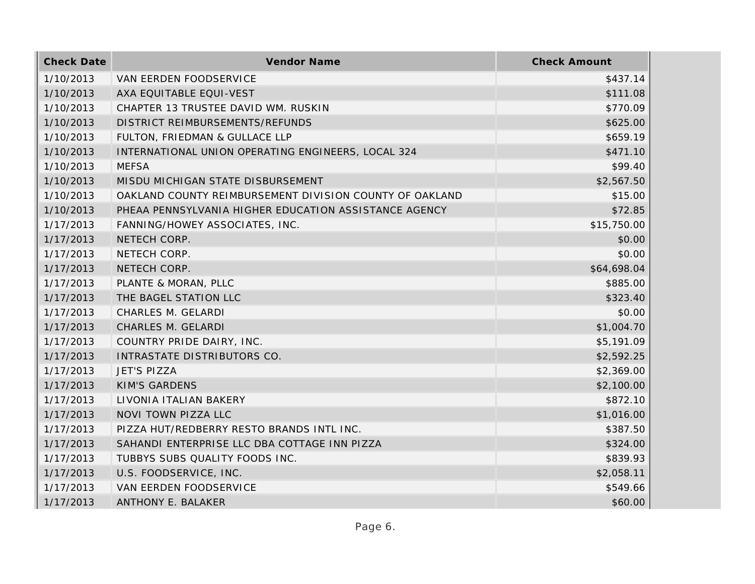| Check Date | Vendor Name | Check Amount |
|---|---|---|
| 1/10/2013 | VAN EERDEN FOODSERVICE | $437.14 |
| 1/10/2013 | AXA EQUITABLE EQUI-VEST | $111.08 |
| 1/10/2013 | CHAPTER 13 TRUSTEE DAVID WM. RUSKIN | $770.09 |
| 1/10/2013 | DISTRICT REIMBURSEMENTS/REFUNDS | $625.00 |
| 1/10/2013 | FULTON, FRIEDMAN & GULLACE LLP | $659.19 |
| 1/10/2013 | INTERNATIONAL UNION OPERATING ENGINEERS, LOCAL 324 | $471.10 |
| 1/10/2013 | MEFSA | $99.40 |
| 1/10/2013 | MISDU MICHIGAN STATE DISBURSEMENT | $2,567.50 |
| 1/10/2013 | OAKLAND COUNTY REIMBURSEMENT DIVISION COUNTY OF OAKLAND | $15.00 |
| 1/10/2013 | PHEAA PENNSYLVANIA HIGHER EDUCATION ASSISTANCE AGENCY | $72.85 |
| 1/17/2013 | FANNING/HOWEY ASSOCIATES, INC. | $15,750.00 |
| 1/17/2013 | NETECH CORP. | $0.00 |
| 1/17/2013 | NETECH CORP. | $0.00 |
| 1/17/2013 | NETECH CORP. | $64,698.04 |
| 1/17/2013 | PLANTE & MORAN, PLLC | $885.00 |
| 1/17/2013 | THE BAGEL STATION LLC | $323.40 |
| 1/17/2013 | CHARLES M. GELARDI | $0.00 |
| 1/17/2013 | CHARLES M. GELARDI | $1,004.70 |
| 1/17/2013 | COUNTRY PRIDE DAIRY, INC. | $5,191.09 |
| 1/17/2013 | INTRASTATE DISTRIBUTORS CO. | $2,592.25 |
| 1/17/2013 | JET'S PIZZA | $2,369.00 |
| 1/17/2013 | KIM'S GARDENS | $2,100.00 |
| 1/17/2013 | LIVONIA ITALIAN BAKERY | $872.10 |
| 1/17/2013 | NOVI TOWN PIZZA LLC | $1,016.00 |
| 1/17/2013 | PIZZA HUT/REDBERRY RESTO BRANDS INTL INC. | $387.50 |
| 1/17/2013 | SAHANDI ENTERPRISE LLC DBA COTTAGE INN PIZZA | $324.00 |
| 1/17/2013 | TUBBYS SUBS QUALITY FOODS INC. | $839.93 |
| 1/17/2013 | U.S. FOODSERVICE, INC. | $2,058.11 |
| 1/17/2013 | VAN EERDEN FOODSERVICE | $549.66 |
| 1/17/2013 | ANTHONY E. BALAKER | $60.00 |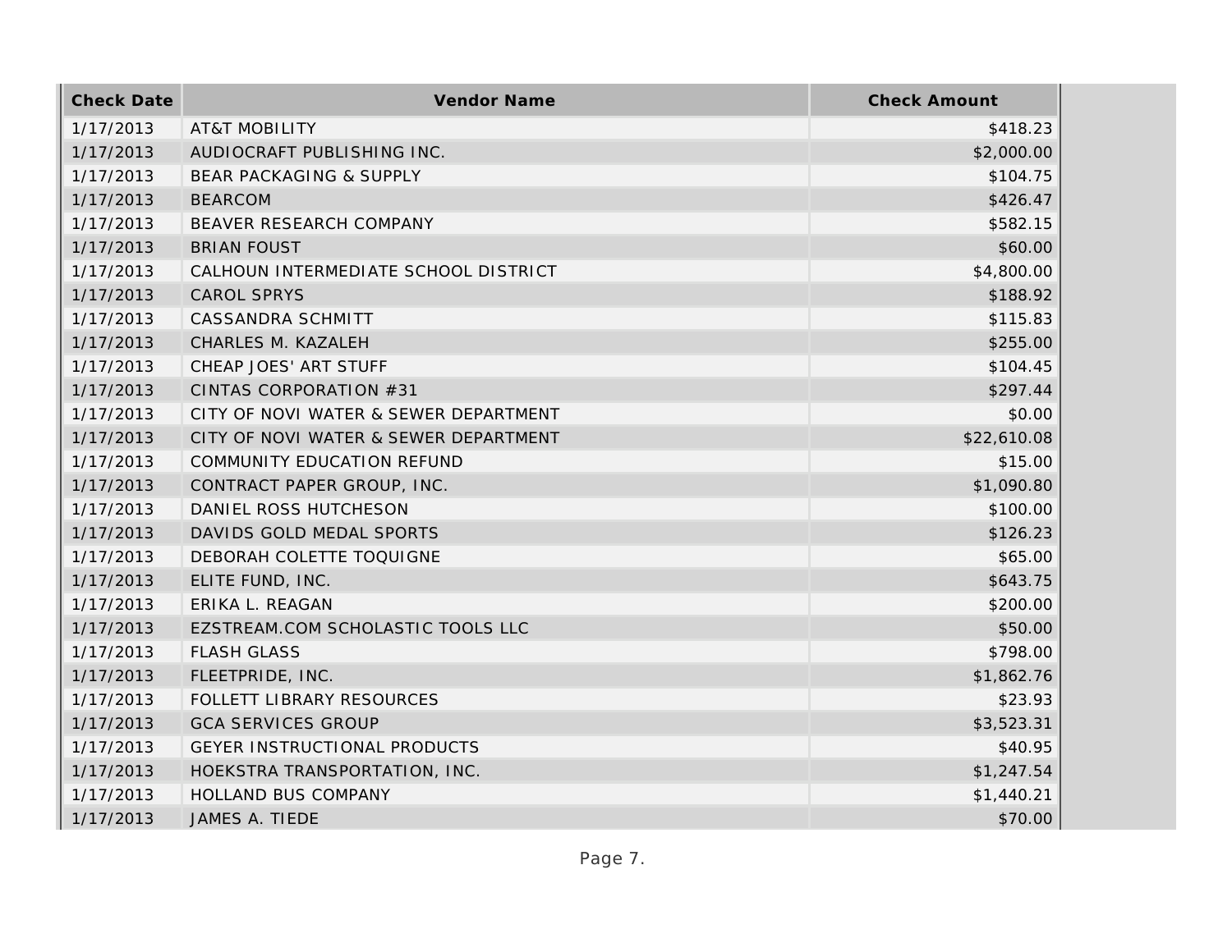| Check Date | Vendor Name | Check Amount |
| --- | --- | --- |
| 1/17/2013 | AT&T MOBILITY | $418.23 |
| 1/17/2013 | AUDIOCRAFT PUBLISHING INC. | $2,000.00 |
| 1/17/2013 | BEAR PACKAGING & SUPPLY | $104.75 |
| 1/17/2013 | BEARCOM | $426.47 |
| 1/17/2013 | BEAVER RESEARCH COMPANY | $582.15 |
| 1/17/2013 | BRIAN FOUST | $60.00 |
| 1/17/2013 | CALHOUN INTERMEDIATE SCHOOL DISTRICT | $4,800.00 |
| 1/17/2013 | CAROL SPRYS | $188.92 |
| 1/17/2013 | CASSANDRA SCHMITT | $115.83 |
| 1/17/2013 | CHARLES M. KAZALEH | $255.00 |
| 1/17/2013 | CHEAP JOES' ART STUFF | $104.45 |
| 1/17/2013 | CINTAS CORPORATION #31 | $297.44 |
| 1/17/2013 | CITY OF NOVI WATER & SEWER DEPARTMENT | $0.00 |
| 1/17/2013 | CITY OF NOVI WATER & SEWER DEPARTMENT | $22,610.08 |
| 1/17/2013 | COMMUNITY EDUCATION REFUND | $15.00 |
| 1/17/2013 | CONTRACT PAPER GROUP, INC. | $1,090.80 |
| 1/17/2013 | DANIEL ROSS HUTCHESON | $100.00 |
| 1/17/2013 | DAVIDS GOLD MEDAL SPORTS | $126.23 |
| 1/17/2013 | DEBORAH COLETTE TOQUIGNE | $65.00 |
| 1/17/2013 | ELITE FUND, INC. | $643.75 |
| 1/17/2013 | ERIKA L. REAGAN | $200.00 |
| 1/17/2013 | EZSTREAM.COM SCHOLASTIC TOOLS LLC | $50.00 |
| 1/17/2013 | FLASH GLASS | $798.00 |
| 1/17/2013 | FLEETPRIDE, INC. | $1,862.76 |
| 1/17/2013 | FOLLETT LIBRARY RESOURCES | $23.93 |
| 1/17/2013 | GCA SERVICES GROUP | $3,523.31 |
| 1/17/2013 | GEYER INSTRUCTIONAL PRODUCTS | $40.95 |
| 1/17/2013 | HOEKSTRA TRANSPORTATION, INC. | $1,247.54 |
| 1/17/2013 | HOLLAND BUS COMPANY | $1,440.21 |
| 1/17/2013 | JAMES A. TIEDE | $70.00 |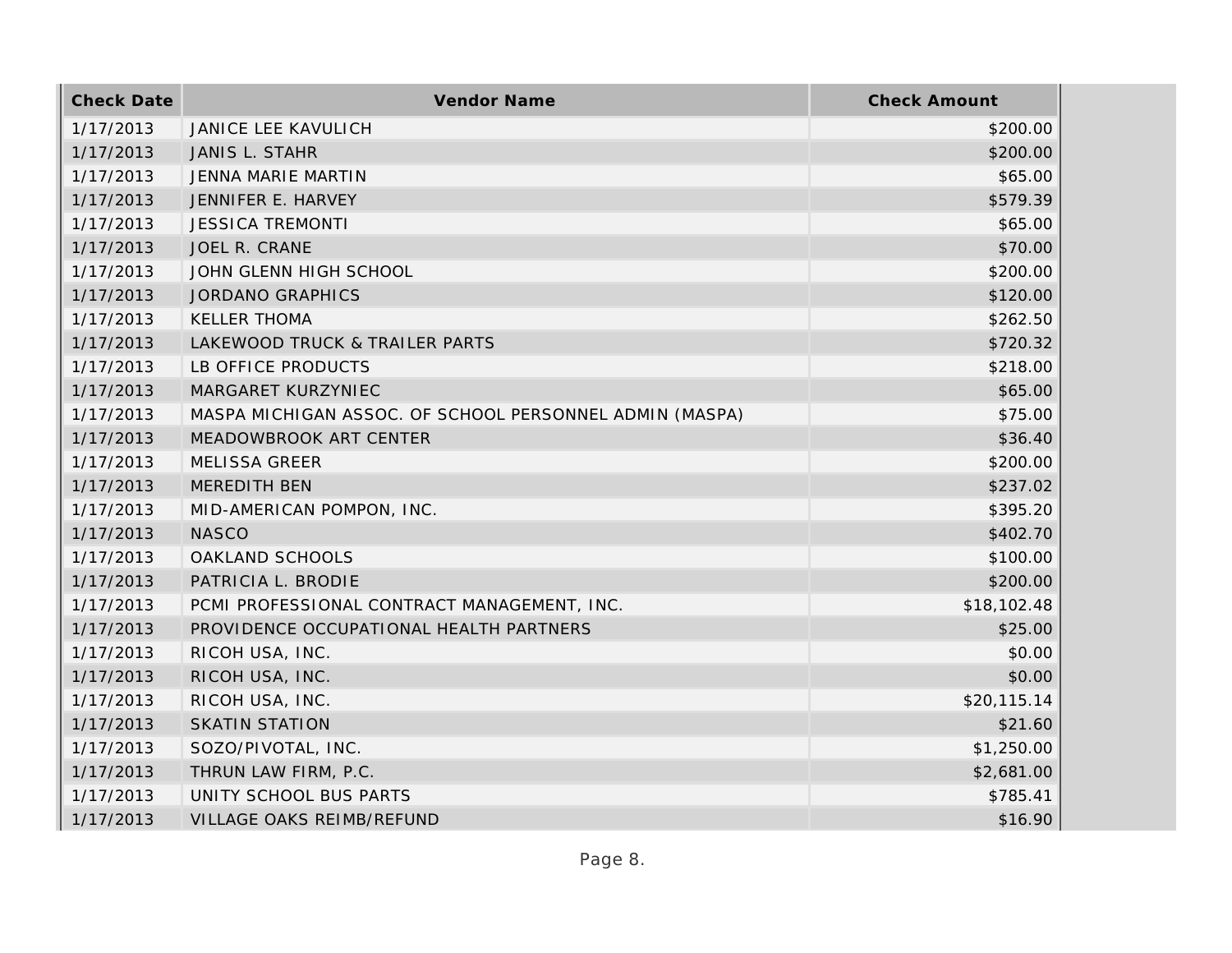| Check Date | Vendor Name | Check Amount |
|---|---|---|
| 1/17/2013 | JANICE LEE KAVULICH | $200.00 |
| 1/17/2013 | JANIS L. STAHR | $200.00 |
| 1/17/2013 | JENNA MARIE MARTIN | $65.00 |
| 1/17/2013 | JENNIFER E. HARVEY | $579.39 |
| 1/17/2013 | JESSICA TREMONTI | $65.00 |
| 1/17/2013 | JOEL R. CRANE | $70.00 |
| 1/17/2013 | JOHN GLENN HIGH SCHOOL | $200.00 |
| 1/17/2013 | JORDANO GRAPHICS | $120.00 |
| 1/17/2013 | KELLER THOMA | $262.50 |
| 1/17/2013 | LAKEWOOD TRUCK & TRAILER PARTS | $720.32 |
| 1/17/2013 | LB OFFICE PRODUCTS | $218.00 |
| 1/17/2013 | MARGARET KURZYNIEC | $65.00 |
| 1/17/2013 | MASPA MICHIGAN ASSOC. OF SCHOOL PERSONNEL ADMIN (MASPA) | $75.00 |
| 1/17/2013 | MEADOWBROOK ART CENTER | $36.40 |
| 1/17/2013 | MELISSA GREER | $200.00 |
| 1/17/2013 | MEREDITH BEN | $237.02 |
| 1/17/2013 | MID-AMERICAN POMPON, INC. | $395.20 |
| 1/17/2013 | NASCO | $402.70 |
| 1/17/2013 | OAKLAND SCHOOLS | $100.00 |
| 1/17/2013 | PATRICIA L. BRODIE | $200.00 |
| 1/17/2013 | PCMI PROFESSIONAL CONTRACT MANAGEMENT, INC. | $18,102.48 |
| 1/17/2013 | PROVIDENCE OCCUPATIONAL HEALTH PARTNERS | $25.00 |
| 1/17/2013 | RICOH USA, INC. | $0.00 |
| 1/17/2013 | RICOH USA, INC. | $0.00 |
| 1/17/2013 | RICOH USA, INC. | $20,115.14 |
| 1/17/2013 | SKATIN STATION | $21.60 |
| 1/17/2013 | SOZO/PIVOTAL, INC. | $1,250.00 |
| 1/17/2013 | THRUN LAW FIRM, P.C. | $2,681.00 |
| 1/17/2013 | UNITY SCHOOL BUS PARTS | $785.41 |
| 1/17/2013 | VILLAGE OAKS REIMB/REFUND | $16.90 |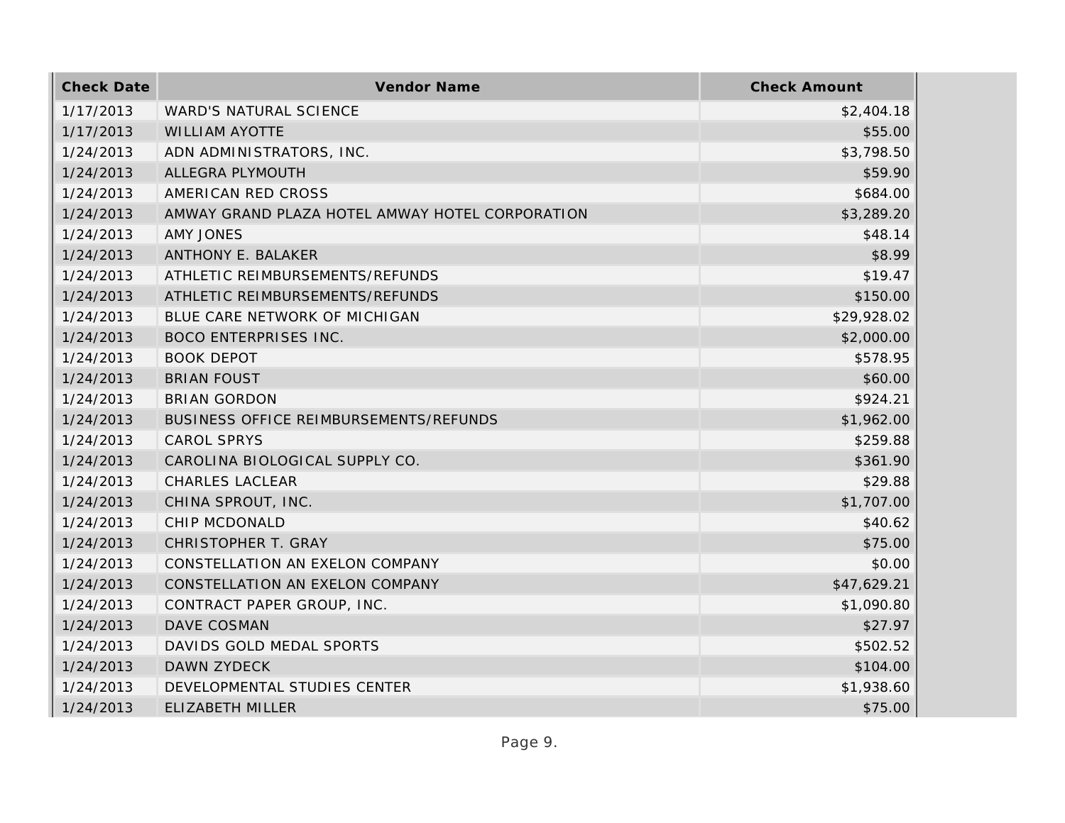| Check Date | Vendor Name | Check Amount |
| --- | --- | --- |
| 1/17/2013 | WARD'S NATURAL SCIENCE | $2,404.18 |
| 1/17/2013 | WILLIAM AYOTTE | $55.00 |
| 1/24/2013 | ADN ADMINISTRATORS, INC. | $3,798.50 |
| 1/24/2013 | ALLEGRA PLYMOUTH | $59.90 |
| 1/24/2013 | AMERICAN RED CROSS | $684.00 |
| 1/24/2013 | AMWAY GRAND PLAZA HOTEL AMWAY HOTEL CORPORATION | $3,289.20 |
| 1/24/2013 | AMY JONES | $48.14 |
| 1/24/2013 | ANTHONY E. BALAKER | $8.99 |
| 1/24/2013 | ATHLETIC REIMBURSEMENTS/REFUNDS | $19.47 |
| 1/24/2013 | ATHLETIC REIMBURSEMENTS/REFUNDS | $150.00 |
| 1/24/2013 | BLUE CARE NETWORK OF MICHIGAN | $29,928.02 |
| 1/24/2013 | BOCO ENTERPRISES INC. | $2,000.00 |
| 1/24/2013 | BOOK DEPOT | $578.95 |
| 1/24/2013 | BRIAN FOUST | $60.00 |
| 1/24/2013 | BRIAN GORDON | $924.21 |
| 1/24/2013 | BUSINESS OFFICE REIMBURSEMENTS/REFUNDS | $1,962.00 |
| 1/24/2013 | CAROL SPRYS | $259.88 |
| 1/24/2013 | CAROLINA BIOLOGICAL SUPPLY CO. | $361.90 |
| 1/24/2013 | CHARLES LACLEAR | $29.88 |
| 1/24/2013 | CHINA SPROUT, INC. | $1,707.00 |
| 1/24/2013 | CHIP MCDONALD | $40.62 |
| 1/24/2013 | CHRISTOPHER T. GRAY | $75.00 |
| 1/24/2013 | CONSTELLATION AN EXELON COMPANY | $0.00 |
| 1/24/2013 | CONSTELLATION AN EXELON COMPANY | $47,629.21 |
| 1/24/2013 | CONTRACT PAPER GROUP, INC. | $1,090.80 |
| 1/24/2013 | DAVE COSMAN | $27.97 |
| 1/24/2013 | DAVIDS GOLD MEDAL SPORTS | $502.52 |
| 1/24/2013 | DAWN ZYDECK | $104.00 |
| 1/24/2013 | DEVELOPMENTAL STUDIES CENTER | $1,938.60 |
| 1/24/2013 | ELIZABETH MILLER | $75.00 |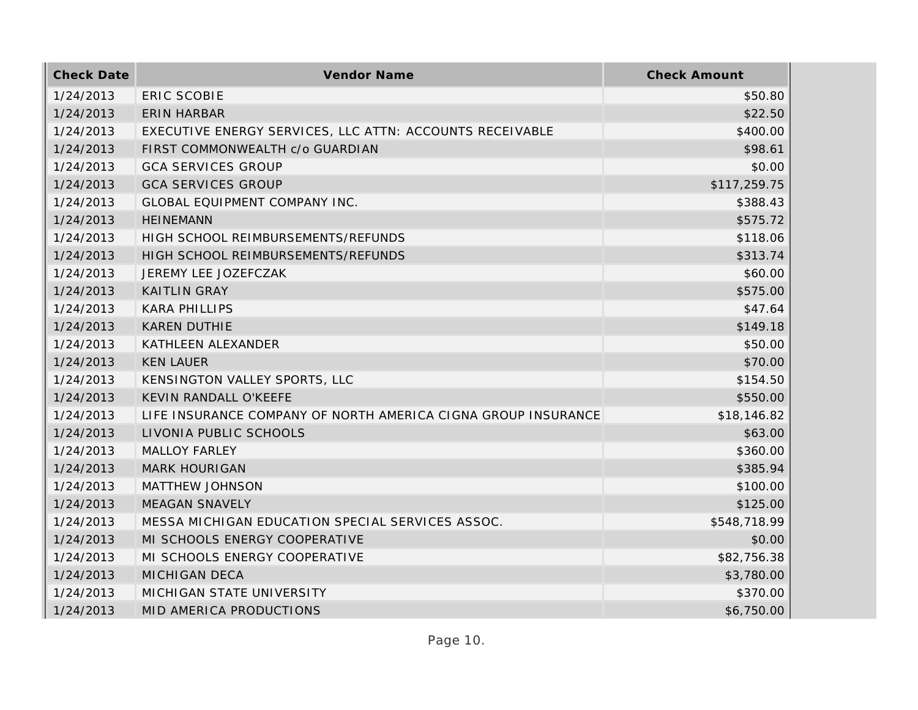| Check Date | Vendor Name | Check Amount |
|---|---|---|
| 1/24/2013 | ERIC SCOBIE | $50.80 |
| 1/24/2013 | ERIN HARBAR | $22.50 |
| 1/24/2013 | EXECUTIVE ENERGY SERVICES, LLC ATTN: ACCOUNTS RECEIVABLE | $400.00 |
| 1/24/2013 | FIRST COMMONWEALTH c/o GUARDIAN | $98.61 |
| 1/24/2013 | GCA SERVICES GROUP | $0.00 |
| 1/24/2013 | GCA SERVICES GROUP | $117,259.75 |
| 1/24/2013 | GLOBAL EQUIPMENT COMPANY INC. | $388.43 |
| 1/24/2013 | HEINEMANN | $575.72 |
| 1/24/2013 | HIGH SCHOOL REIMBURSEMENTS/REFUNDS | $118.06 |
| 1/24/2013 | HIGH SCHOOL REIMBURSEMENTS/REFUNDS | $313.74 |
| 1/24/2013 | JEREMY LEE JOZEFCZAK | $60.00 |
| 1/24/2013 | KAITLIN GRAY | $575.00 |
| 1/24/2013 | KARA PHILLIPS | $47.64 |
| 1/24/2013 | KAREN DUTHIE | $149.18 |
| 1/24/2013 | KATHLEEN ALEXANDER | $50.00 |
| 1/24/2013 | KEN LAUER | $70.00 |
| 1/24/2013 | KENSINGTON VALLEY SPORTS, LLC | $154.50 |
| 1/24/2013 | KEVIN RANDALL O'KEEFE | $550.00 |
| 1/24/2013 | LIFE INSURANCE COMPANY OF NORTH AMERICA CIGNA GROUP INSURANCE | $18,146.82 |
| 1/24/2013 | LIVONIA PUBLIC SCHOOLS | $63.00 |
| 1/24/2013 | MALLOY FARLEY | $360.00 |
| 1/24/2013 | MARK HOURIGAN | $385.94 |
| 1/24/2013 | MATTHEW JOHNSON | $100.00 |
| 1/24/2013 | MEAGAN SNAVELY | $125.00 |
| 1/24/2013 | MESSA MICHIGAN EDUCATION SPECIAL SERVICES ASSOC. | $548,718.99 |
| 1/24/2013 | MI SCHOOLS ENERGY COOPERATIVE | $0.00 |
| 1/24/2013 | MI SCHOOLS ENERGY COOPERATIVE | $82,756.38 |
| 1/24/2013 | MICHIGAN DECA | $3,780.00 |
| 1/24/2013 | MICHIGAN STATE UNIVERSITY | $370.00 |
| 1/24/2013 | MID AMERICA PRODUCTIONS | $6,750.00 |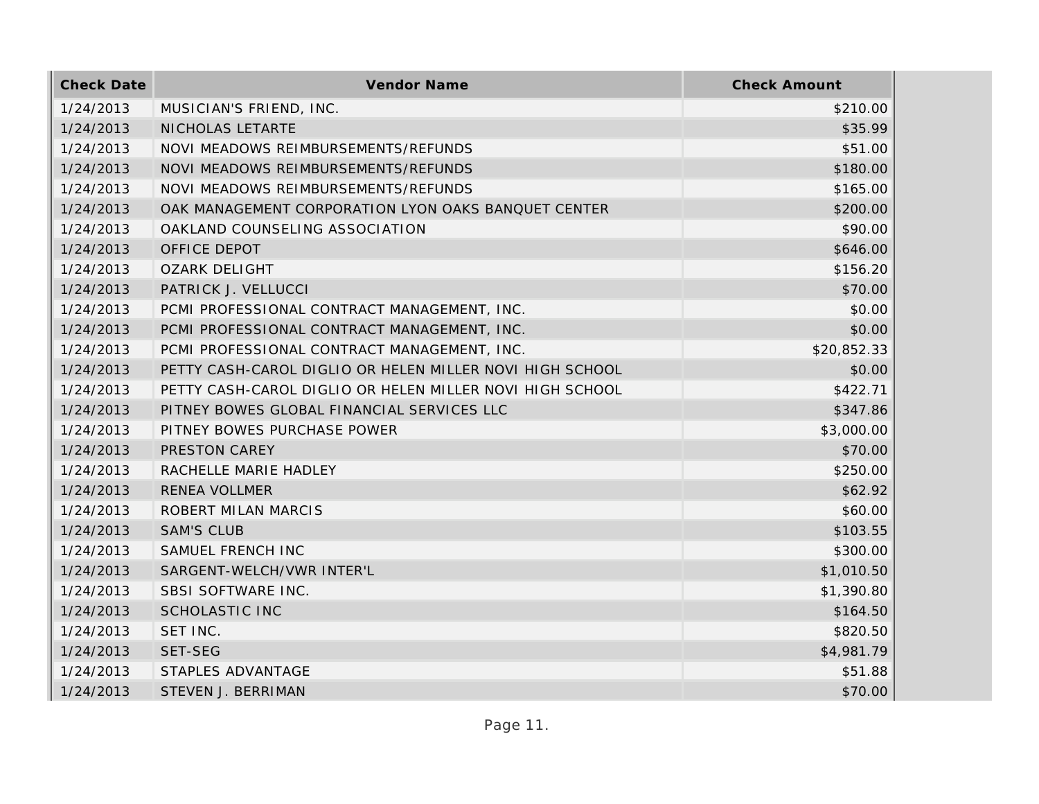| Check Date | Vendor Name | Check Amount |
| --- | --- | --- |
| 1/24/2013 | MUSICIAN'S FRIEND, INC. | $210.00 |
| 1/24/2013 | NICHOLAS LETARTE | $35.99 |
| 1/24/2013 | NOVI MEADOWS REIMBURSEMENTS/REFUNDS | $51.00 |
| 1/24/2013 | NOVI MEADOWS REIMBURSEMENTS/REFUNDS | $180.00 |
| 1/24/2013 | NOVI MEADOWS REIMBURSEMENTS/REFUNDS | $165.00 |
| 1/24/2013 | OAK MANAGEMENT CORPORATION LYON OAKS BANQUET CENTER | $200.00 |
| 1/24/2013 | OAKLAND COUNSELING ASSOCIATION | $90.00 |
| 1/24/2013 | OFFICE DEPOT | $646.00 |
| 1/24/2013 | OZARK DELIGHT | $156.20 |
| 1/24/2013 | PATRICK J. VELLUCCI | $70.00 |
| 1/24/2013 | PCMI PROFESSIONAL CONTRACT MANAGEMENT, INC. | $0.00 |
| 1/24/2013 | PCMI PROFESSIONAL CONTRACT MANAGEMENT, INC. | $0.00 |
| 1/24/2013 | PCMI PROFESSIONAL CONTRACT MANAGEMENT, INC. | $20,852.33 |
| 1/24/2013 | PETTY CASH-CAROL DIGLIO OR HELEN MILLER NOVI HIGH SCHOOL | $0.00 |
| 1/24/2013 | PETTY CASH-CAROL DIGLIO OR HELEN MILLER NOVI HIGH SCHOOL | $422.71 |
| 1/24/2013 | PITNEY BOWES GLOBAL FINANCIAL SERVICES LLC | $347.86 |
| 1/24/2013 | PITNEY BOWES PURCHASE POWER | $3,000.00 |
| 1/24/2013 | PRESTON CAREY | $70.00 |
| 1/24/2013 | RACHELLE MARIE HADLEY | $250.00 |
| 1/24/2013 | RENEA VOLLMER | $62.92 |
| 1/24/2013 | ROBERT MILAN MARCIS | $60.00 |
| 1/24/2013 | SAM'S CLUB | $103.55 |
| 1/24/2013 | SAMUEL FRENCH INC | $300.00 |
| 1/24/2013 | SARGENT-WELCH/VWR INTER'L | $1,010.50 |
| 1/24/2013 | SBSI SOFTWARE INC. | $1,390.80 |
| 1/24/2013 | SCHOLASTIC INC | $164.50 |
| 1/24/2013 | SET INC. | $820.50 |
| 1/24/2013 | SET-SEG | $4,981.79 |
| 1/24/2013 | STAPLES ADVANTAGE | $51.88 |
| 1/24/2013 | STEVEN J. BERRIMAN | $70.00 |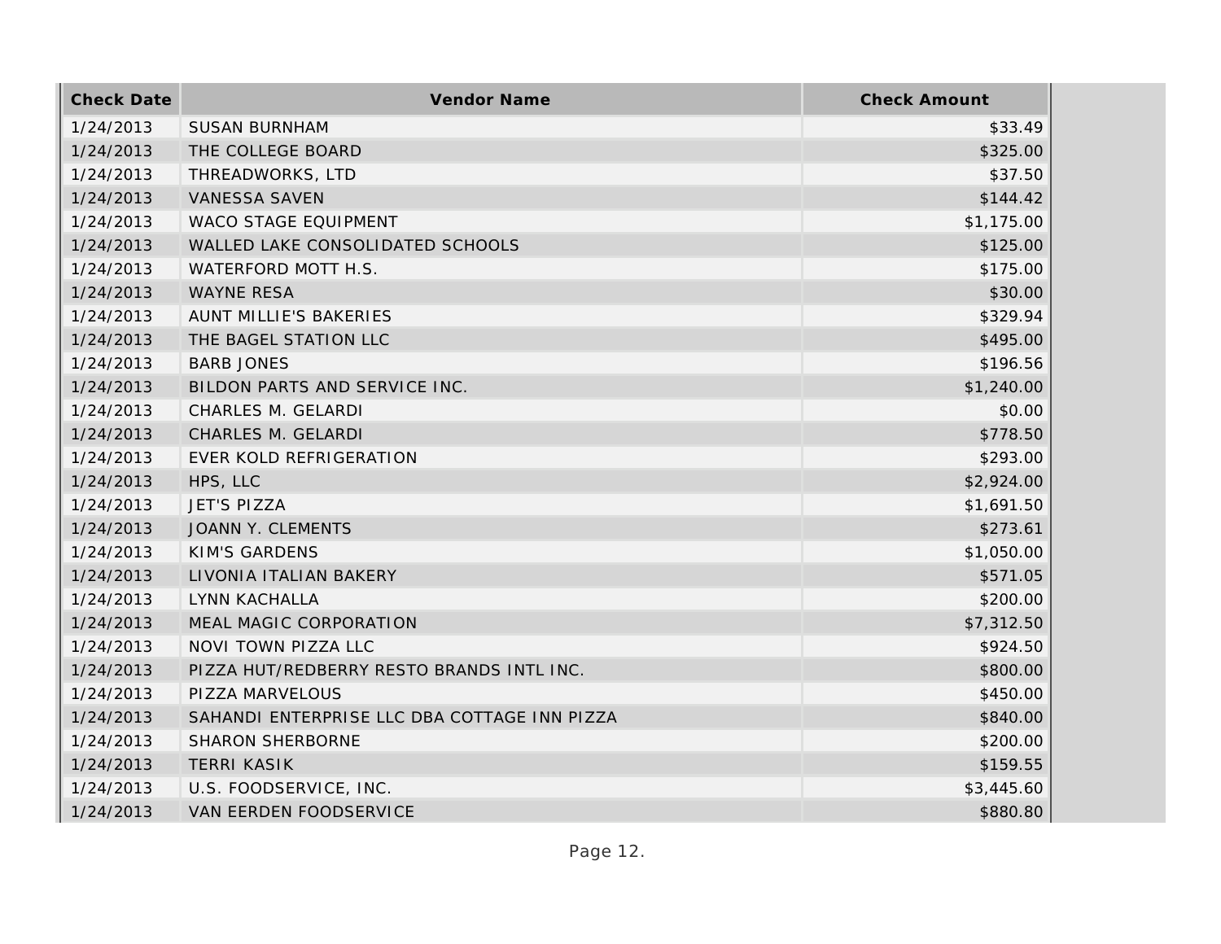| Check Date | Vendor Name | Check Amount |
|---|---|---|
| 1/24/2013 | SUSAN BURNHAM | $33.49 |
| 1/24/2013 | THE COLLEGE BOARD | $325.00 |
| 1/24/2013 | THREADWORKS, LTD | $37.50 |
| 1/24/2013 | VANESSA SAVEN | $144.42 |
| 1/24/2013 | WACO STAGE EQUIPMENT | $1,175.00 |
| 1/24/2013 | WALLED LAKE CONSOLIDATED SCHOOLS | $125.00 |
| 1/24/2013 | WATERFORD MOTT H.S. | $175.00 |
| 1/24/2013 | WAYNE RESA | $30.00 |
| 1/24/2013 | AUNT MILLIE'S BAKERIES | $329.94 |
| 1/24/2013 | THE BAGEL STATION LLC | $495.00 |
| 1/24/2013 | BARB JONES | $196.56 |
| 1/24/2013 | BILDON PARTS AND SERVICE INC. | $1,240.00 |
| 1/24/2013 | CHARLES M. GELARDI | $0.00 |
| 1/24/2013 | CHARLES M. GELARDI | $778.50 |
| 1/24/2013 | EVER KOLD REFRIGERATION | $293.00 |
| 1/24/2013 | HPS, LLC | $2,924.00 |
| 1/24/2013 | JET'S PIZZA | $1,691.50 |
| 1/24/2013 | JOANN Y. CLEMENTS | $273.61 |
| 1/24/2013 | KIM'S GARDENS | $1,050.00 |
| 1/24/2013 | LIVONIA ITALIAN BAKERY | $571.05 |
| 1/24/2013 | LYNN KACHALLA | $200.00 |
| 1/24/2013 | MEAL MAGIC CORPORATION | $7,312.50 |
| 1/24/2013 | NOVI TOWN PIZZA LLC | $924.50 |
| 1/24/2013 | PIZZA HUT/REDBERRY RESTO BRANDS INTL INC. | $800.00 |
| 1/24/2013 | PIZZA MARVELOUS | $450.00 |
| 1/24/2013 | SAHANDI ENTERPRISE LLC DBA COTTAGE INN PIZZA | $840.00 |
| 1/24/2013 | SHARON SHERBORNE | $200.00 |
| 1/24/2013 | TERRI KASIK | $159.55 |
| 1/24/2013 | U.S. FOODSERVICE, INC. | $3,445.60 |
| 1/24/2013 | VAN EERDEN FOODSERVICE | $880.80 |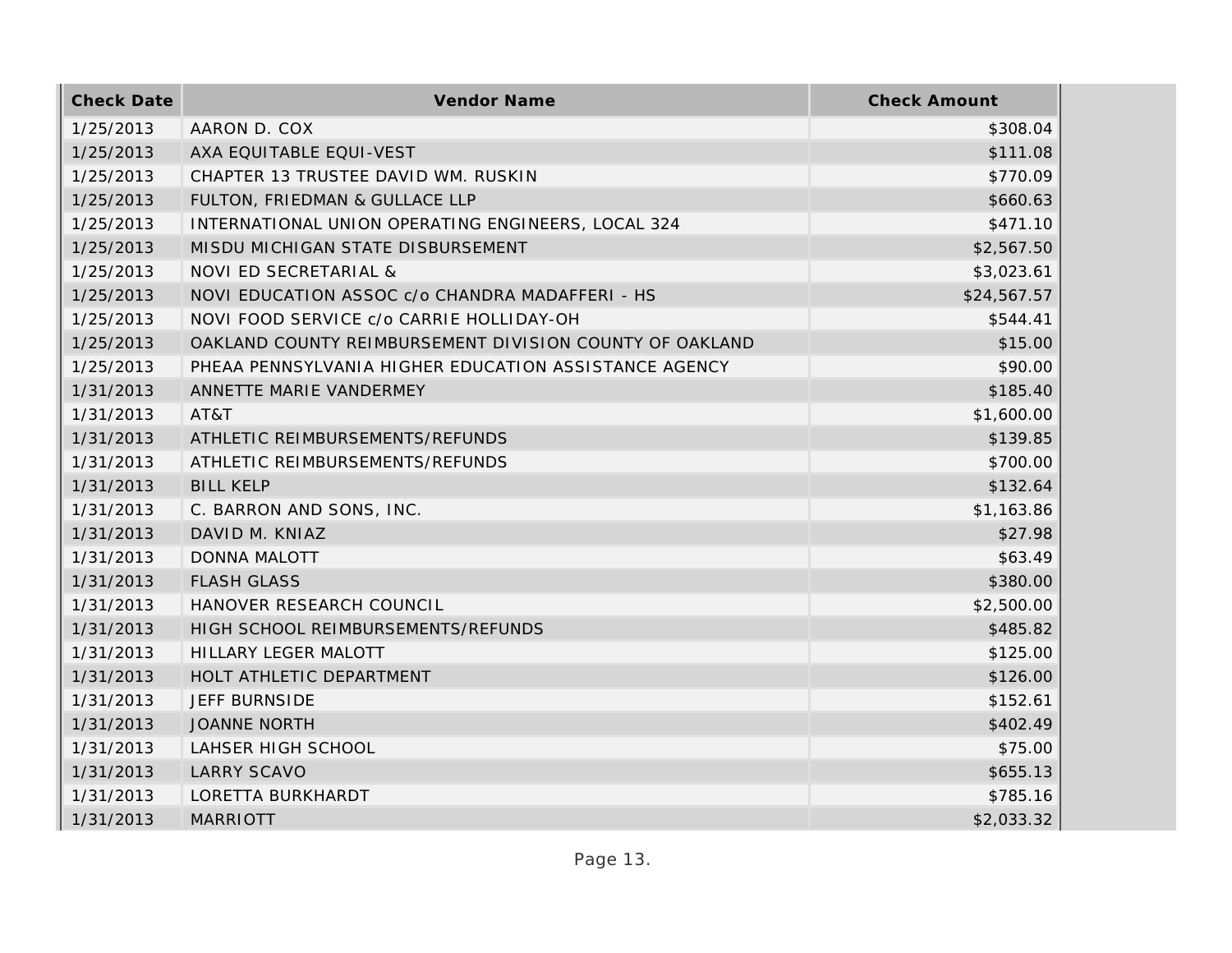| Check Date | Vendor Name | Check Amount |
| --- | --- | --- |
| 1/25/2013 | AARON D. COX | $308.04 |
| 1/25/2013 | AXA EQUITABLE EQUI-VEST | $111.08 |
| 1/25/2013 | CHAPTER 13 TRUSTEE DAVID WM. RUSKIN | $770.09 |
| 1/25/2013 | FULTON, FRIEDMAN & GULLACE LLP | $660.63 |
| 1/25/2013 | INTERNATIONAL UNION OPERATING ENGINEERS, LOCAL 324 | $471.10 |
| 1/25/2013 | MISDU MICHIGAN STATE DISBURSEMENT | $2,567.50 |
| 1/25/2013 | NOVI ED SECRETARIAL & | $3,023.61 |
| 1/25/2013 | NOVI EDUCATION ASSOC c/o CHANDRA MADAFFERI - HS | $24,567.57 |
| 1/25/2013 | NOVI FOOD SERVICE c/o CARRIE HOLLIDAY-OH | $544.41 |
| 1/25/2013 | OAKLAND COUNTY REIMBURSEMENT DIVISION COUNTY OF OAKLAND | $15.00 |
| 1/25/2013 | PHEAA PENNSYLVANIA HIGHER EDUCATION ASSISTANCE AGENCY | $90.00 |
| 1/31/2013 | ANNETTE MARIE VANDERMEY | $185.40 |
| 1/31/2013 | AT&T | $1,600.00 |
| 1/31/2013 | ATHLETIC REIMBURSEMENTS/REFUNDS | $139.85 |
| 1/31/2013 | ATHLETIC REIMBURSEMENTS/REFUNDS | $700.00 |
| 1/31/2013 | BILL KELP | $132.64 |
| 1/31/2013 | C. BARRON AND SONS, INC. | $1,163.86 |
| 1/31/2013 | DAVID M. KNIAZ | $27.98 |
| 1/31/2013 | DONNA MALOTT | $63.49 |
| 1/31/2013 | FLASH GLASS | $380.00 |
| 1/31/2013 | HANOVER RESEARCH COUNCIL | $2,500.00 |
| 1/31/2013 | HIGH SCHOOL REIMBURSEMENTS/REFUNDS | $485.82 |
| 1/31/2013 | HILLARY LEGER MALOTT | $125.00 |
| 1/31/2013 | HOLT ATHLETIC DEPARTMENT | $126.00 |
| 1/31/2013 | JEFF BURNSIDE | $152.61 |
| 1/31/2013 | JOANNE NORTH | $402.49 |
| 1/31/2013 | LAHSER HIGH SCHOOL | $75.00 |
| 1/31/2013 | LARRY SCAVO | $655.13 |
| 1/31/2013 | LORETTA BURKHARDT | $785.16 |
| 1/31/2013 | MARRIOTT | $2,033.32 |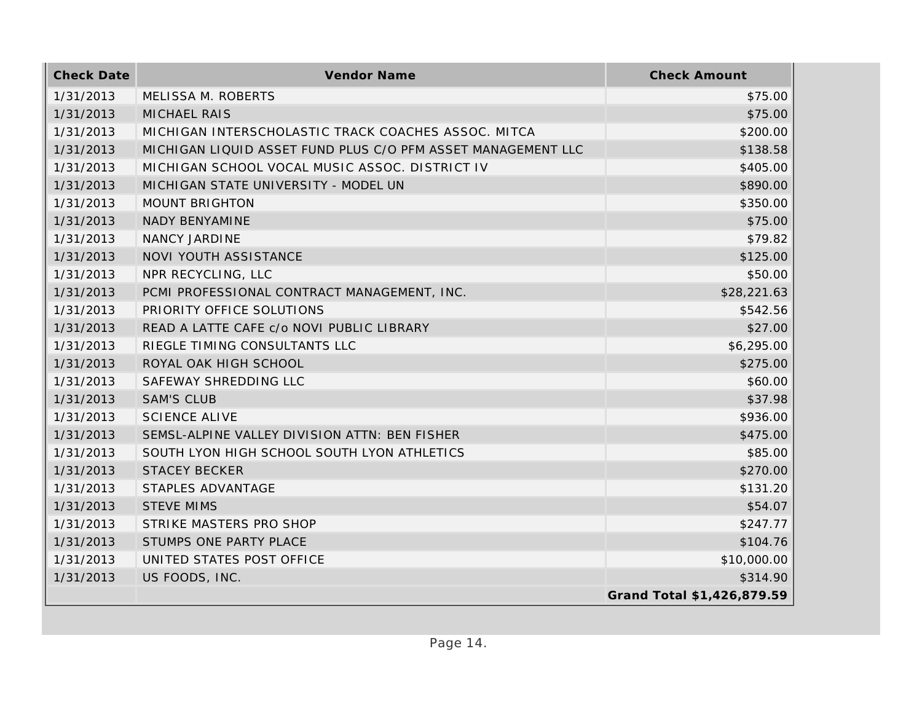| Check Date | Vendor Name | Check Amount |
|---|---|---|
| 1/31/2013 | MELISSA M. ROBERTS | $75.00 |
| 1/31/2013 | MICHAEL RAIS | $75.00 |
| 1/31/2013 | MICHIGAN INTERSCHOLASTIC TRACK COACHES ASSOC. MITCA | $200.00 |
| 1/31/2013 | MICHIGAN LIQUID ASSET FUND PLUS C/O PFM ASSET MANAGEMENT LLC | $138.58 |
| 1/31/2013 | MICHIGAN SCHOOL VOCAL MUSIC ASSOC. DISTRICT IV | $405.00 |
| 1/31/2013 | MICHIGAN STATE UNIVERSITY - MODEL UN | $890.00 |
| 1/31/2013 | MOUNT BRIGHTON | $350.00 |
| 1/31/2013 | NADY BENYAMINE | $75.00 |
| 1/31/2013 | NANCY JARDINE | $79.82 |
| 1/31/2013 | NOVI YOUTH ASSISTANCE | $125.00 |
| 1/31/2013 | NPR RECYCLING, LLC | $50.00 |
| 1/31/2013 | PCMI PROFESSIONAL CONTRACT MANAGEMENT, INC. | $28,221.63 |
| 1/31/2013 | PRIORITY OFFICE SOLUTIONS | $542.56 |
| 1/31/2013 | READ A LATTE CAFE c/o NOVI PUBLIC LIBRARY | $27.00 |
| 1/31/2013 | RIEGLE TIMING CONSULTANTS LLC | $6,295.00 |
| 1/31/2013 | ROYAL OAK HIGH SCHOOL | $275.00 |
| 1/31/2013 | SAFEWAY SHREDDING LLC | $60.00 |
| 1/31/2013 | SAM'S CLUB | $37.98 |
| 1/31/2013 | SCIENCE ALIVE | $936.00 |
| 1/31/2013 | SEMSL-ALPINE VALLEY DIVISION ATTN: BEN FISHER | $475.00 |
| 1/31/2013 | SOUTH LYON HIGH SCHOOL SOUTH LYON ATHLETICS | $85.00 |
| 1/31/2013 | STACEY BECKER | $270.00 |
| 1/31/2013 | STAPLES ADVANTAGE | $131.20 |
| 1/31/2013 | STEVE MIMS | $54.07 |
| 1/31/2013 | STRIKE MASTERS PRO SHOP | $247.77 |
| 1/31/2013 | STUMPS ONE PARTY PLACE | $104.76 |
| 1/31/2013 | UNITED STATES POST OFFICE | $10,000.00 |
| 1/31/2013 | US FOODS, INC. | $314.90 |
| | | **Grand Total $1,426,879.59** |